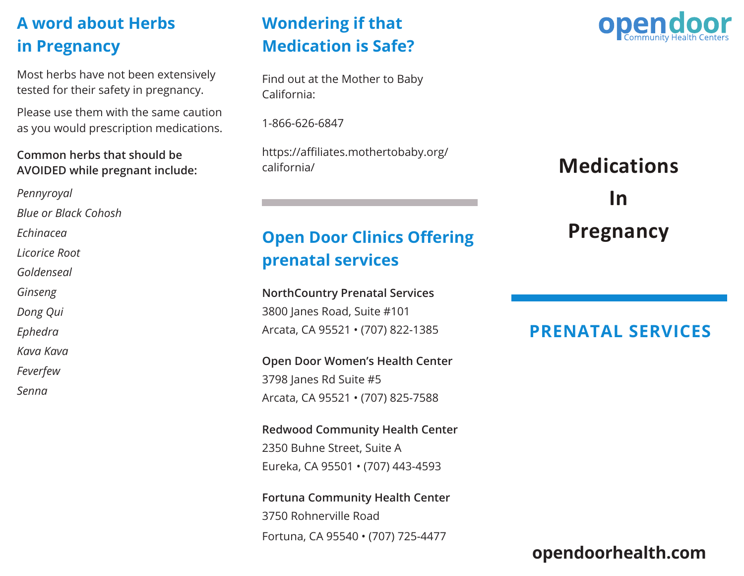## A word about Herbs in Pregnancy

Most herbs have not been extensively tested for their safety in pregnancy.

Please use them with the same caution as you would prescription medications.

**Common herbs that should be AVOIDED while pregnant include:**

*Pennyroyal*

*Blue or Black Cohosh*

*Echinacea*

*Licorice Root*

*Goldenseal*

*Ginseng*

*Dong Qui*

*Ephedra*

*Kava Kava*

*Feverfew*

*Senna*

## Wondering if that Medication is Safe?

Find out at the Mother to Baby California:

1-866-626-6847

https://affiliates.mothertobaby.org/california/

## Open Door Clinics Offering prenatal services

**NorthCountry Prenatal Services**
3800 Janes Road, Suite #101
Arcata, CA 95521 • (707) 822-1385

**Open Door Women's Health Center**
3798 Janes Rd Suite #5
Arcata, CA 95521 • (707) 825-7588

**Redwood Community Health Center**
2350 Buhne Street, Suite A
Eureka, CA 95501 • (707) 443-4593

**Fortuna Community Health Center**
3750 Rohnerville Road
Fortuna, CA 95540 • (707) 725-4477

opendoor Community Health Centers

# Medications In Pregnancy

## PRENATAL SERVICES

**opendoorhealth.com**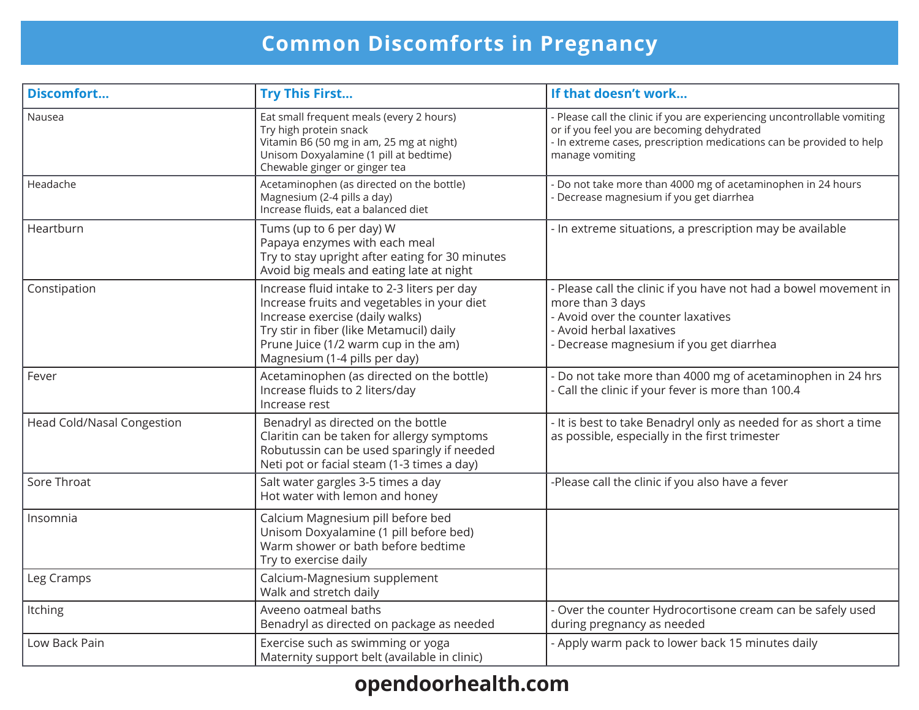# Common Discomforts in Pregnancy

| Discomfort... | Try This First... | If that doesn't work... |
|---|---|---|
| Nausea | Eat small frequent meals (every 2 hours)<br>Try high protein snack<br>Vitamin B6 (50 mg in am, 25 mg at night)<br>Unisom Doxyalamine (1 pill at bedtime)<br>Chewable ginger or ginger tea | - Please call the clinic if you are experiencing uncontrollable vomiting or if you feel you are becoming dehydrated<br>- In extreme cases, prescription medications can be provided to help manage vomiting |
| Headache | Acetaminophen (as directed on the bottle)<br>Magnesium (2-4 pills a day)<br>Increase fluids, eat a balanced diet | - Do not take more than 4000 mg of acetaminophen in 24 hours<br>- Decrease magnesium if you get diarrhea |
| Heartburn | Tums (up to 6 per day) W<br>Papaya enzymes with each meal<br>Try to stay upright after eating for 30 minutes<br>Avoid big meals and eating late at night | - In extreme situations, a prescription may be available |
| Constipation | Increase fluid intake to 2-3 liters per day<br>Increase fruits and vegetables in your diet<br>Increase exercise (daily walks)<br>Try stir in fiber (like Metamucil) daily<br>Prune Juice (1/2 warm cup in the am)<br>Magnesium (1-4 pills per day) | - Please call the clinic if you have not had a bowel movement in more than 3 days<br>- Avoid over the counter laxatives<br>- Avoid herbal laxatives<br>- Decrease magnesium if you get diarrhea |
| Fever | Acetaminophen (as directed on the bottle)<br>Increase fluids to 2 liters/day<br>Increase rest | - Do not take more than 4000 mg of acetaminophen in 24 hrs<br>- Call the clinic if your fever is more than 100.4 |
| Head Cold/Nasal Congestion | Benadryl as directed on the bottle<br>Claritin can be taken for allergy symptoms<br>Robutussin can be used sparingly if needed<br>Neti pot or facial steam (1-3 times a day) | - It is best to take Benadryl only as needed for as short a time as possible, especially in the first trimester |
| Sore Throat | Salt water gargles 3-5 times a day<br>Hot water with lemon and honey | -Please call the clinic if you also have a fever |
| Insomnia | Calcium Magnesium pill before bed<br>Unisom Doxyalamine (1 pill before bed)<br>Warm shower or bath before bedtime<br>Try to exercise daily | |
| Leg Cramps | Calcium-Magnesium supplement<br>Walk and stretch daily | |
| Itching | Aveeno oatmeal baths<br>Benadryl as directed on package as needed | - Over the counter Hydrocortisone cream can be safely used during pregnancy as needed |
| Low Back Pain | Exercise such as swimming or yoga<br>Maternity support belt (available in clinic) | - Apply warm pack to lower back 15 minutes daily |

**opendoorhealth.com**